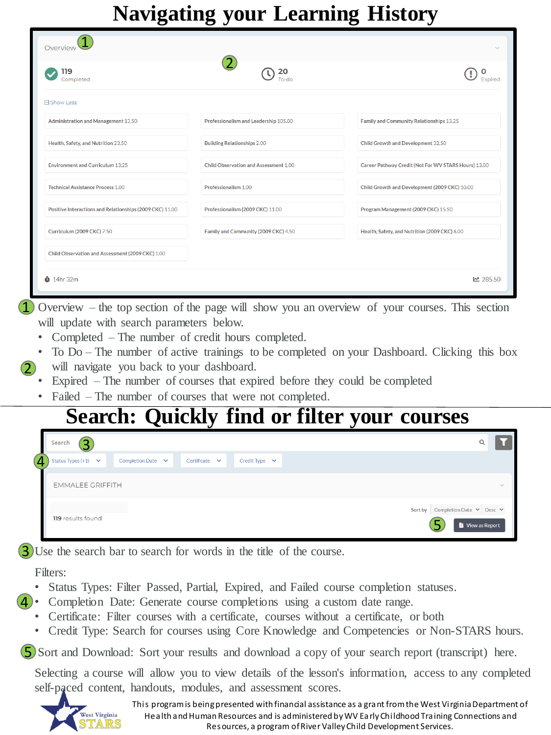# Navigating your Learning History

Overview ①

② 119 Completed | 20 To-do | 0 Expired

Show Less

| | | |
|---|---|---|
| Administration and Management 13.50 | Professionalism and Leadership 105.00 | Family and Community Relationships 13.25 |
| Health, Safety, and Nutrition 23.50 | Building Relationships 2.00 | Child Growth and Development 32.50 |
| Environment and Curriculum 13.25 | Child Observation and Assessment 1.00 | Career Pathway Credit (Not For WV STARS Hours) 13.00 |
| Technical Assistance Process 1.00 | Professionalism 1.00 | Child Growth and Development (2009 CKC) 10.00 |
| Positive Interactions and Relationships (2009 CKC) 11.00 | Professionalism (2009 CKC) 11.00 | Program Management (2009 CKC) 15.50 |
| Curriculum (2009 CKC) 7.50 | Family and Community (2009 CKC) 4.50 | Health, Safety, and Nutrition (2009 CKC) 6.00 |
| Child Observation and Assessment (2009 CKC) 1.00 | | |

14hr 32m — 285.50

① Overview – the top section of the page will show you an overview of your courses. This section will update with search parameters below.

②
- Completed – The number of credit hours completed.
- To Do – The number of active trainings to be completed on your Dashboard. Clicking this box will navigate you back to your dashboard.
- Expired – The number of courses that expired before they could be completed
- Failed – The number of courses that were not completed.

# Search: Quickly find or filter your courses

Search ③

④ Status Types (+1) | Completion Date | Certificate | Credit Type

EMMALEE GRIFFITH

119 results found

Sort by Completion Date Desc

⑤ View as Report

③ Use the search bar to search for words in the title of the course.

④ Filters:

- Status Types: Filter Passed, Partial, Expired, and Failed course completion statuses.
- Completion Date: Generate course completions using a custom date range.
- Certificate: Filter courses with a certificate, courses without a certificate, or both
- Credit Type: Search for courses using Core Knowledge and Competencies or Non-STARS hours.

⑤ Sort and Download: Sort your results and download a copy of your search report (transcript) here.

Selecting a course will allow you to view details of the lesson's information, access to any completed self-paced content, handouts, modules, and assessment scores.

West Virginia STARS

This program is being presented with financial assistance as a grant from the West Virginia Department of Health and Human Resources and is administered by WV Early Childhood Training Connections and Resources, a program of River Valley Child Development Services.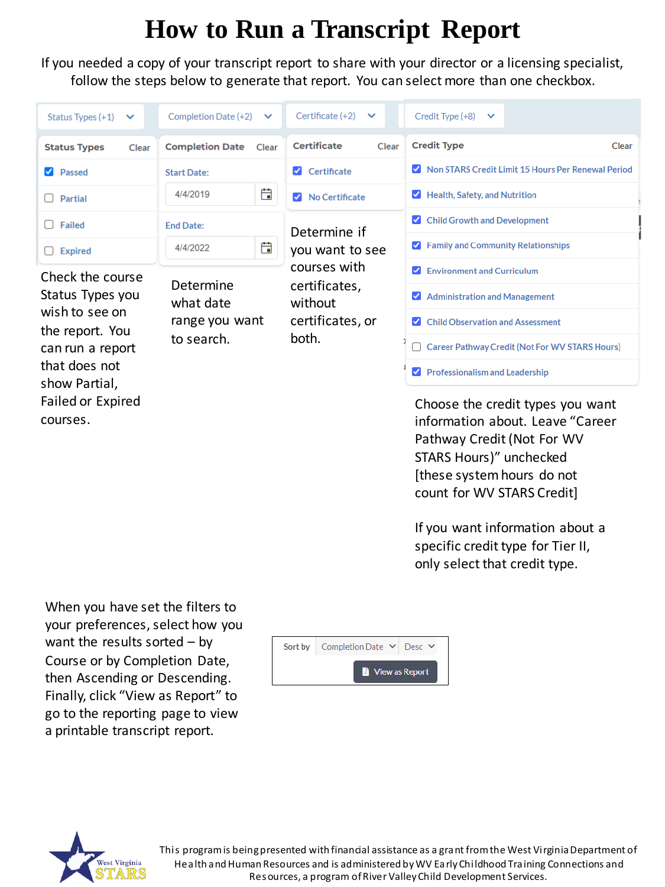# How to Run a Transcript Report

If you needed a copy of your transcript report to share with your director or a licensing specialist, follow the steps below to generate that report. You can select more than one checkbox.

**Status Types (+1)**

Status Types — Clear

- [x] Passed
- [ ] Partial
- [ ] Failed
- [ ] Expired

Check the course Status Types you wish to see on the report. You can run a report that does not show Partial, Failed or Expired courses.

**Completion Date (+2)**

Completion Date — Clear

Start Date: 4/4/2019

End Date: 4/4/2022

Determine what date range you want to search.

**Certificate (+2)**

Certificate — Clear

- [x] Certificate
- [x] No Certificate

Determine if you want to see courses with certificates, without certificates, or both.

**Credit Type (+8)**

Credit Type — Clear

- [x] Non STARS Credit Limit 15 Hours Per Renewal Period
- [x] Health, Safety, and Nutrition
- [x] Child Growth and Development
- [x] Family and Community Relationships
- [x] Environment and Curriculum
- [x] Administration and Management
- [x] Child Observation and Assessment
- [ ] Career Pathway Credit (Not For WV STARS Hours)
- [x] Professionalism and Leadership

Choose the credit types you want information about. Leave "Career Pathway Credit (Not For WV STARS Hours)" unchecked [these system hours do not count for WV STARS Credit]

If you want information about a specific credit type for Tier II, only select that credit type.

When you have set the filters to your preferences, select how you want the results sorted – by Course or by Completion Date, then Ascending or Descending. Finally, click "View as Report" to go to the reporting page to view a printable transcript report.

Sort by: Completion Date | Desc

View as Report

West Virginia STARS

This program is being presented with financial assistance as a grant from the West Virginia Department of Health and Human Resources and is administered by WV Early Childhood Training Connections and Resources, a program of River Valley Child Development Services.